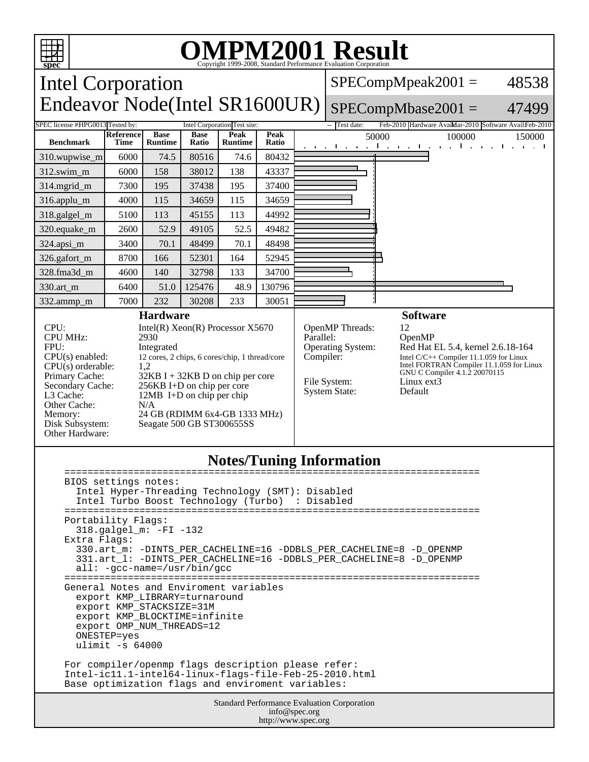# OMPM2001 Result

Copyright 1999-2008, Standard Performance Evaluation Corporation

## Intel Corporation
## Endeavor Node(Intel SR1600UR)

SPECompMpeak2001 = 48538

SPECompMbase2001 = 47499

SPEC license #: HPG0013 | Tested by: Intel Corporation | Test site: -- | Test date: Feb-2010 | Hardware Avail: Mar-2010 | Software Avail: Feb-2010

| Benchmark | Reference Time | Base Runtime | Base Ratio | Peak Runtime | Peak Ratio |
|---|---|---|---|---|---|
| 310.wupwise_m | 6000 | 74.5 | 80516 | 74.6 | 80432 |
| 312.swim_m | 6000 | 158 | 38012 | 138 | 43337 |
| 314.mgrid_m | 7300 | 195 | 37438 | 195 | 37400 |
| 316.applu_m | 4000 | 115 | 34659 | 115 | 34659 |
| 318.galgel_m | 5100 | 113 | 45155 | 113 | 44992 |
| 320.equake_m | 2600 | 52.9 | 49105 | 52.5 | 49482 |
| 324.apsi_m | 3400 | 70.1 | 48499 | 70.1 | 48498 |
| 326.gafort_m | 8700 | 166 | 52301 | 164 | 52945 |
| 328.fma3d_m | 4600 | 140 | 32798 | 133 | 34700 |
| 330.art_m | 6400 | 51.0 | 125476 | 48.9 | 130796 |
| 332.ammp_m | 7000 | 232 | 30208 | 233 | 30051 |

### Hardware

| | |
|---|---|
| CPU: | Intel(R) Xeon(R) Processor X5670 |
| CPU MHz: | 2930 |
| FPU: | Integrated |
| CPU(s) enabled: | 12 cores, 2 chips, 6 cores/chip, 1 thread/core |
| CPU(s) orderable: | 1,2 |
| Primary Cache: | 32KB I + 32KB D on chip per core |
| Secondary Cache: | 256KB I+D on chip per core |
| L3 Cache: | 12MB I+D on chip per chip |
| Other Cache: | N/A |
| Memory: | 24 GB (RDIMM 6x4-GB 1333 MHz) |
| Disk Subsystem: | Seagate 500 GB ST300655SS |
| Other Hardware: | |

### Software

| | |
|---|---|
| OpenMP Threads: | 12 |
| Parallel: | OpenMP |
| Operating System: | Red Hat EL 5.4, kernel 2.6.18-164 |
| Compiler: | Intel C/C++ Compiler 11.1.059 for Linux<br>Intel FORTRAN Compiler 11.1.059 for Linux<br>GNU C Compiler 4.1.2 20070115 |
| File System: | Linux ext3 |
| System State: | Default |

### Notes/Tuning Information

```
========================================================================
BIOS settings notes:
  Intel Hyper-Threading Technology (SMT): Disabled
  Intel Turbo Boost Technology (Turbo)  : Disabled
========================================================================
Portability Flags:
  318.galgel_m: -FI -132
Extra Flags:
  330.art_m: -DINTS_PER_CACHELINE=16 -DDBLS_PER_CACHELINE=8 -D_OPENMP
  331.art_l: -DINTS_PER_CACHELINE=16 -DDBLS_PER_CACHELINE=8 -D_OPENMP
  all: -gcc-name=/usr/bin/gcc
========================================================================
General Notes and Enviroment variables
  export KMP_LIBRARY=turnaround
  export KMP_STACKSIZE=31M
  export KMP_BLOCKTIME=infinite
  export OMP_NUM_THREADS=12
  ONESTEP=yes
  ulimit -s 64000

For compiler/openmp flags description please refer:
Intel-ic11.1-intel64-linux-flags-file-Feb-25-2010.html
Base optimization flags and enviroment variables:
```

Standard Performance Evaluation Corporation
info@spec.org
http://www.spec.org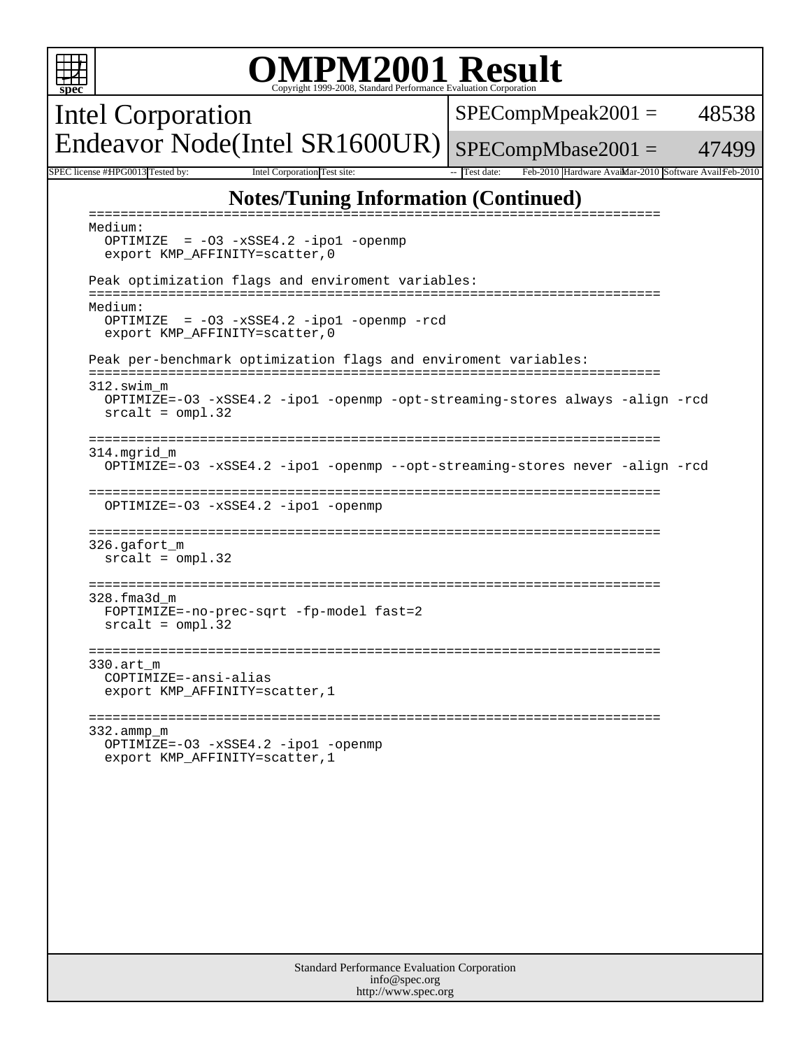# OMPM2001 Result

Copyright 1999-2008, Standard Performance Evaluation Corporation

Intel Corporation
Endeavor Node(Intel SR1600UR)

SPECompMpeak2001 = 48538

SPECompMbase2001 = 47499

| SPEC license #: | HPG0013 | Tested by: | Intel Corporation | Test site: | -- | Test date: | Feb-2010 | Hardware Avail: | Mar-2010 | Software Avail: | Feb-2010 |
|---|---|---|---|---|---|---|---|---|---|---|---|

## Notes/Tuning Information (Continued)

```
=========================================================================
Medium:
  OPTIMIZE  = -O3 -xSSE4.2 -ipo1 -openmp
  export KMP_AFFINITY=scatter,0

Peak optimization flags and enviroment variables:
=========================================================================
Medium:
  OPTIMIZE  = -O3 -xSSE4.2 -ipo1 -openmp -rcd
  export KMP_AFFINITY=scatter,0

Peak per-benchmark optimization flags and enviroment variables:
=========================================================================
312.swim_m
  OPTIMIZE=-O3 -xSSE4.2 -ipo1 -openmp -opt-streaming-stores always -align -rcd
  srcalt = ompl.32

=========================================================================
314.mgrid_m
  OPTIMIZE=-O3 -xSSE4.2 -ipo1 -openmp --opt-streaming-stores never -align -rcd

=========================================================================
  OPTIMIZE=-O3 -xSSE4.2 -ipo1 -openmp

=========================================================================
326.gafort_m
  srcalt = ompl.32

=========================================================================
328.fma3d_m
  FOPTIMIZE=-no-prec-sqrt -fp-model fast=2
  srcalt = ompl.32

=========================================================================
330.art_m
  COPTIMIZE=-ansi-alias
  export KMP_AFFINITY=scatter,1

=========================================================================
332.ammp_m
  OPTIMIZE=-O3 -xSSE4.2 -ipo1 -openmp
  export KMP_AFFINITY=scatter,1
```

Standard Performance Evaluation Corporation
info@spec.org
http://www.spec.org